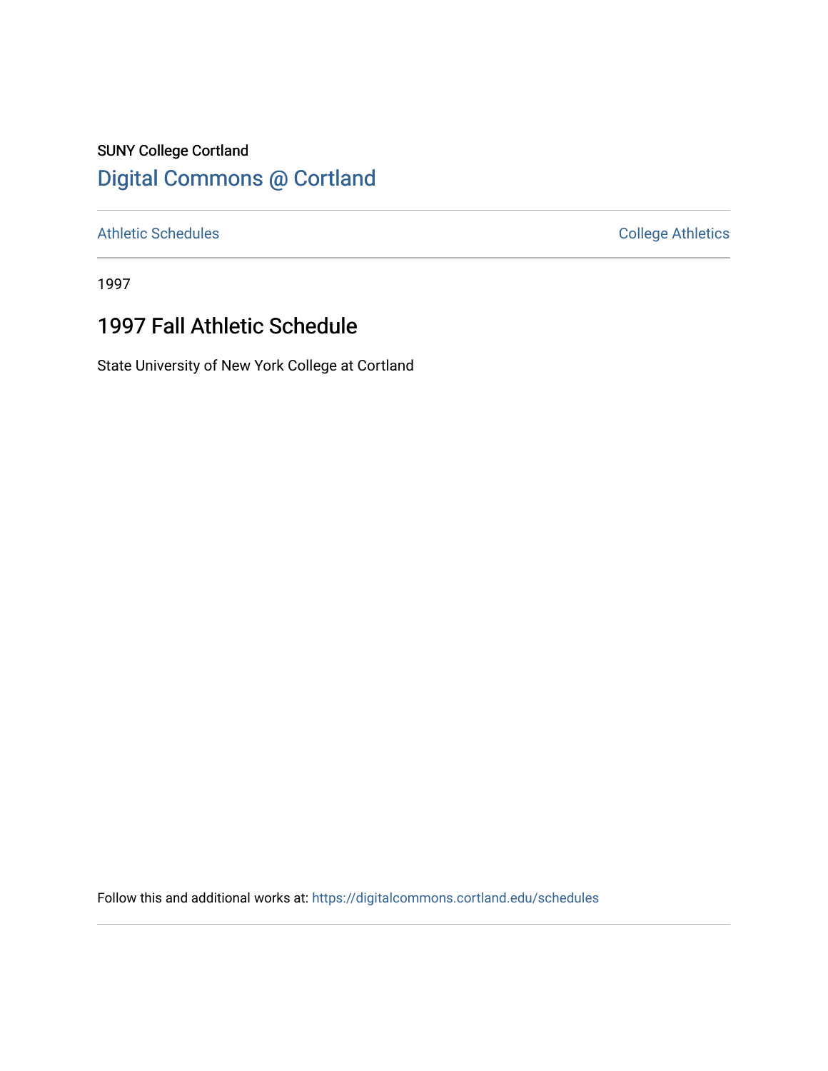SUNY College Cortland

# Digital Commons @ Cortland

Athletic Schedules | College Athletics

1997

## 1997 Fall Athletic Schedule

State University of New York College at Cortland

Follow this and additional works at: https://digitalcommons.cortland.edu/schedules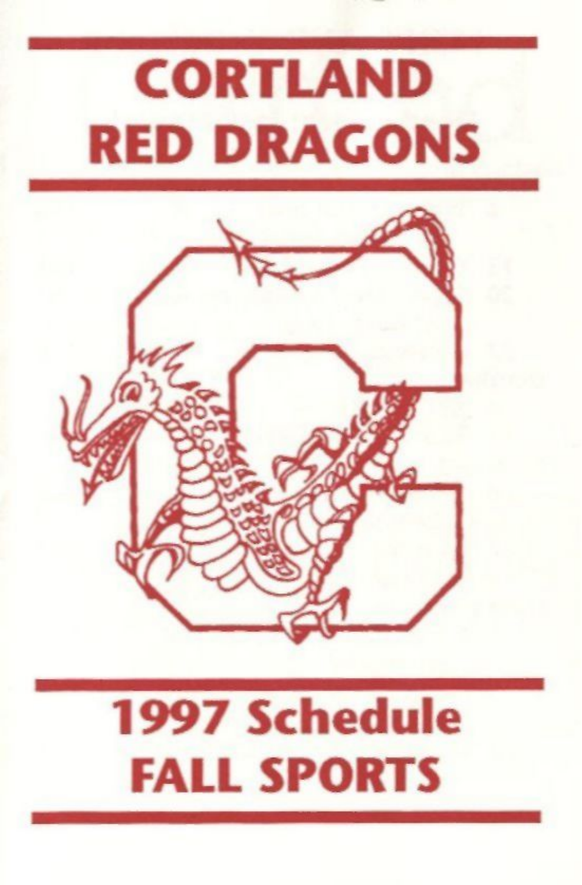# CORTLAND RED DRAGONS

# 1997 Schedule FALL SPORTS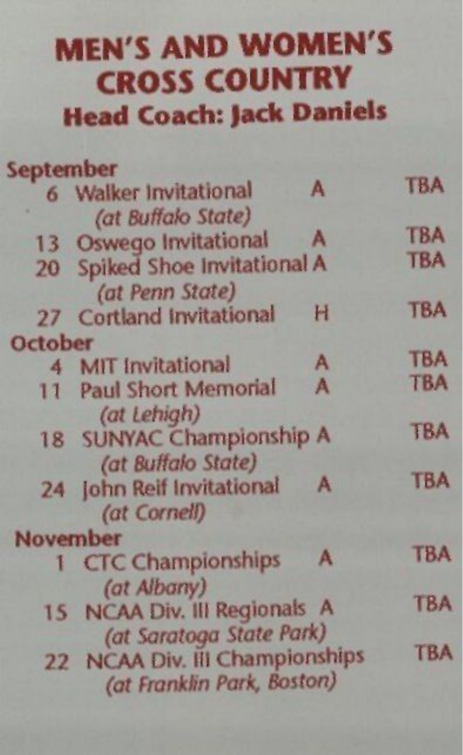# MEN'S AND WOMEN'S CROSS COUNTRY

## Head Coach: Jack Daniels

| Date | Event | H/A | Time |
|---|---|---|---|
| **September** | | | |
| 6 | Walker Invitational *(at Buffalo State)* | A | TBA |
| 13 | Oswego Invitational | A | TBA |
| 20 | Spiked Shoe Invitational *(at Penn State)* | A | TBA |
| 27 | Cortland Invitational | H | TBA |
| **October** | | | |
| 4 | MIT Invitational | A | TBA |
| 11 | Paul Short Memorial *(at Lehigh)* | A | TBA |
| 18 | SUNYAC Championship *(at Buffalo State)* | A | TBA |
| 24 | John Reif Invitational *(at Cornell)* | A | TBA |
| **November** | | | |
| 1 | CTC Championships *(at Albany)* | A | TBA |
| 15 | NCAA Div. III Regionals *(at Saratoga State Park)* | A | TBA |
| 22 | NCAA Div. III Championships *(at Franklin Park, Boston)* | | TBA |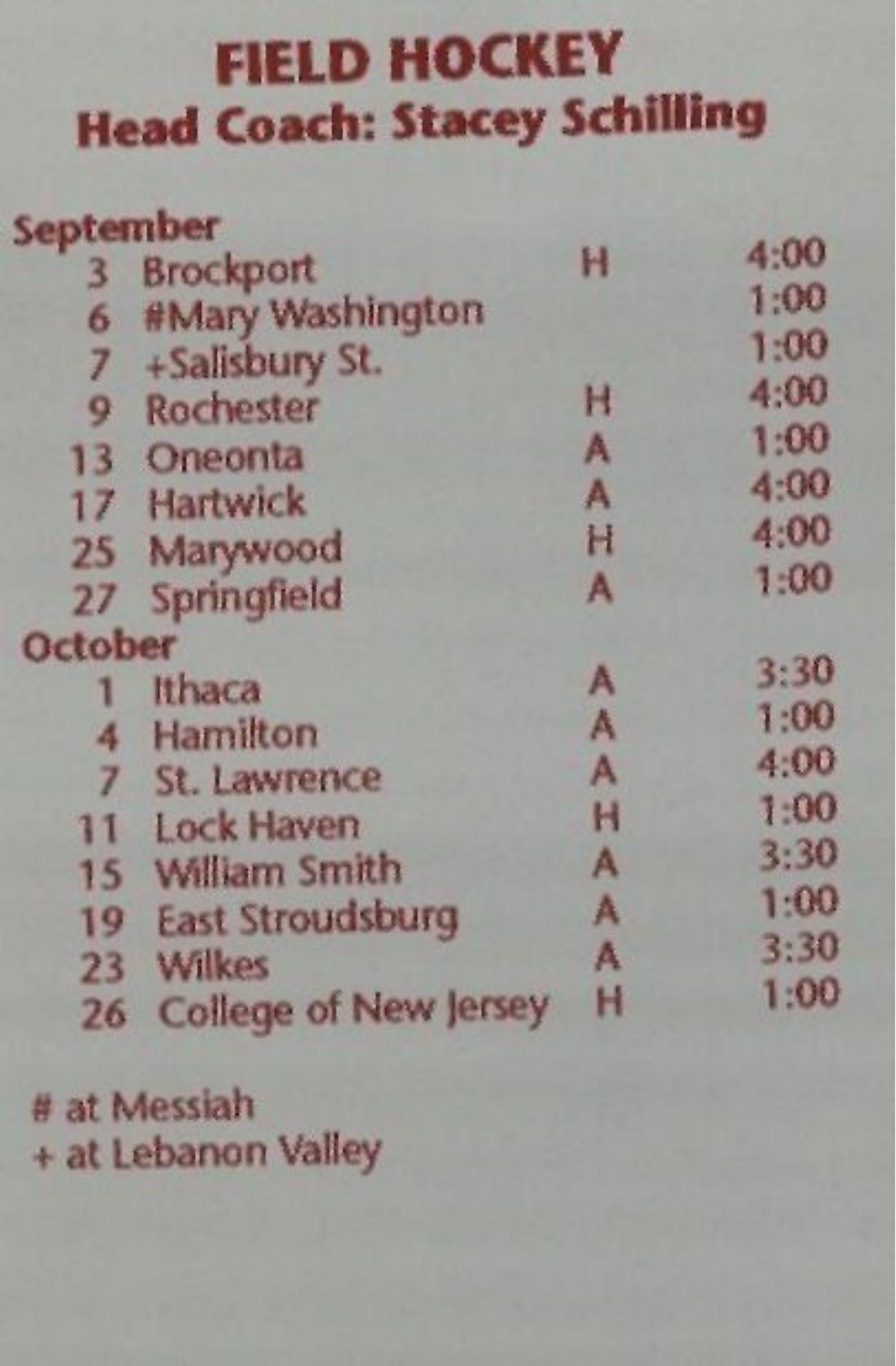# FIELD HOCKEY

## Head Coach: Stacey Schilling

| Date | Opponent | H/A | Time |
|---|---|---|---|
| **September** | | | |
| 3 | Brockport | H | 4:00 |
| 6 | #Mary Washington | | 1:00 |
| 7 | +Salisbury St. | | 1:00 |
| 9 | Rochester | H | 4:00 |
| 13 | Oneonta | A | 1:00 |
| 17 | Hartwick | A | 4:00 |
| 25 | Marywood | H | 4:00 |
| 27 | Springfield | A | 1:00 |
| **October** | | | |
| 1 | Ithaca | A | 3:30 |
| 4 | Hamilton | A | 1:00 |
| 7 | St. Lawrence | A | 4:00 |
| 11 | Lock Haven | H | 1:00 |
| 15 | William Smith | A | 3:30 |
| 19 | East Stroudsburg | A | 1:00 |
| 23 | Wilkes | A | 3:30 |
| 26 | College of New Jersey | H | 1:00 |

# at Messiah

+ at Lebanon Valley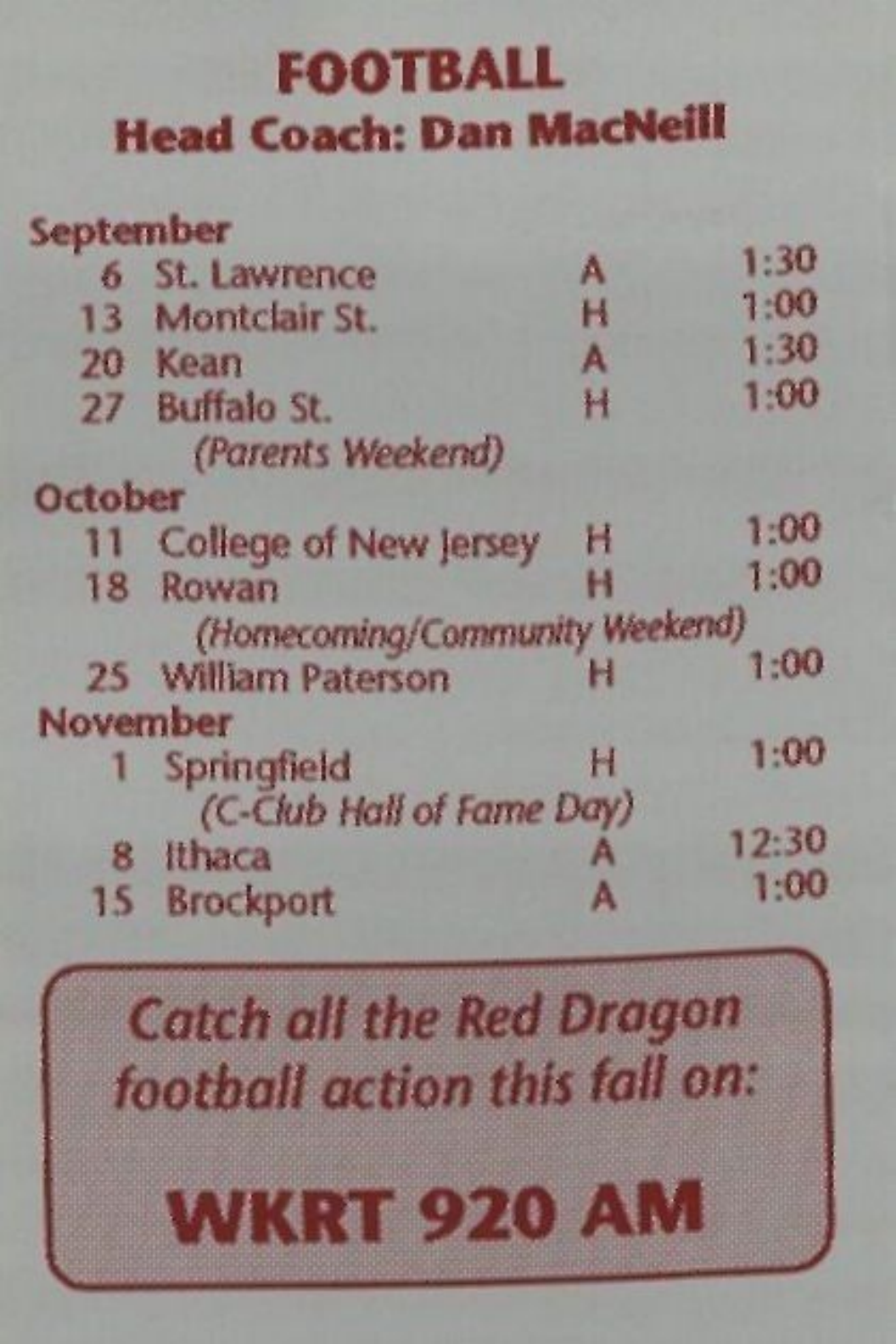# FOOTBALL

## Head Coach: Dan MacNeill

**September**

| Date | Opponent | H/A | Time |
|---|---|---|---|
| 6 | St. Lawrence | A | 1:30 |
| 13 | Montclair St. | H | 1:00 |
| 20 | Kean | A | 1:30 |
| 27 | Buffalo St. *(Parents Weekend)* | H | 1:00 |

**October**

| Date | Opponent | H/A | Time |
|---|---|---|---|
| 11 | College of New Jersey | H | 1:00 |
| 18 | Rowan *(Homecoming/Community Weekend)* | H | 1:00 |
| 25 | William Paterson | H | 1:00 |

**November**

| Date | Opponent | H/A | Time |
|---|---|---|---|
| 1 | Springfield *(C-Club Hall of Fame Day)* | H | 1:00 |
| 8 | Ithaca | A | 12:30 |
| 15 | Brockport | A | 1:00 |

*Catch all the Red Dragon football action this fall on:*

**WKRT 920 AM**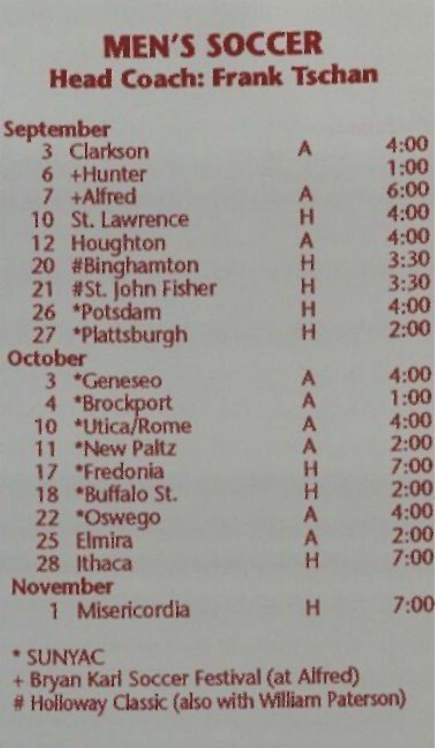# MEN'S SOCCER

## Head Coach: Frank Tschan

| Date | Opponent | Site | Time |
|---|---|---|---|
| **September** | | | |
| 3 | Clarkson | A | 4:00 |
| 6 | +Hunter | | 1:00 |
| 7 | +Alfred | A | 6:00 |
| 10 | St. Lawrence | H | 4:00 |
| 12 | Houghton | A | 4:00 |
| 20 | #Binghamton | H | 3:30 |
| 21 | #St. John Fisher | H | 3:30 |
| 26 | *Potsdam | H | 4:00 |
| 27 | *Plattsburgh | H | 2:00 |
| **October** | | | |
| 3 | *Geneseo | A | 4:00 |
| 4 | *Brockport | A | 1:00 |
| 10 | *Utica/Rome | A | 4:00 |
| 11 | *New Paltz | A | 2:00 |
| 17 | *Fredonia | H | 7:00 |
| 18 | *Buffalo St. | H | 2:00 |
| 22 | *Oswego | A | 4:00 |
| 25 | Elmira | A | 2:00 |
| 28 | Ithaca | H | 7:00 |
| **November** | | | |
| 1 | Misericordia | H | 7:00 |

\* SUNYAC

\+ Bryan Karl Soccer Festival (at Alfred)

\# Holloway Classic (also with William Paterson)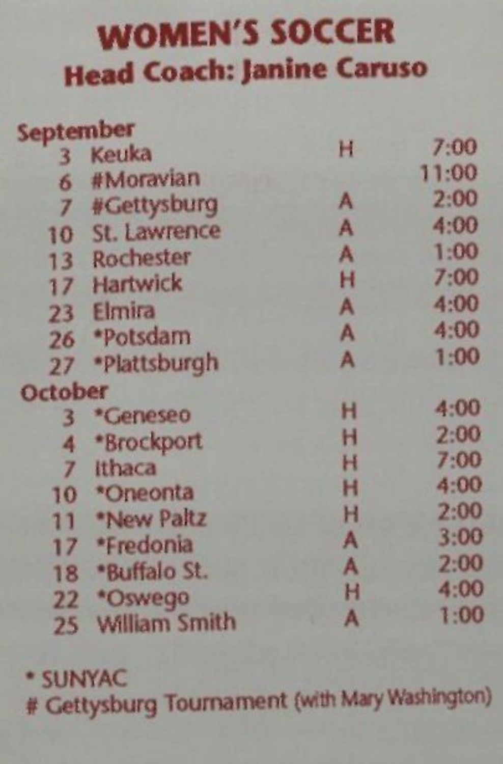# WOMEN'S SOCCER

## Head Coach: Janine Caruso

| Date | Opponent | H/A | Time |
|---|---|---|---|
| **September** | | | |
| 3 | Keuka | H | 7:00 |
| 6 | #Moravian | | 11:00 |
| 7 | #Gettysburg | A | 2:00 |
| 10 | St. Lawrence | A | 4:00 |
| 13 | Rochester | A | 1:00 |
| 17 | Hartwick | H | 7:00 |
| 23 | Elmira | A | 4:00 |
| 26 | *Potsdam | A | 4:00 |
| 27 | *Plattsburgh | A | 1:00 |
| **October** | | | |
| 3 | *Geneseo | H | 4:00 |
| 4 | *Brockport | H | 2:00 |
| 7 | Ithaca | H | 7:00 |
| 10 | *Oneonta | H | 4:00 |
| 11 | *New Paltz | H | 2:00 |
| 17 | *Fredonia | A | 3:00 |
| 18 | *Buffalo St. | A | 2:00 |
| 22 | *Oswego | H | 4:00 |
| 25 | William Smith | A | 1:00 |

\* SUNYAC

\# Gettysburg Tournament (with Mary Washington)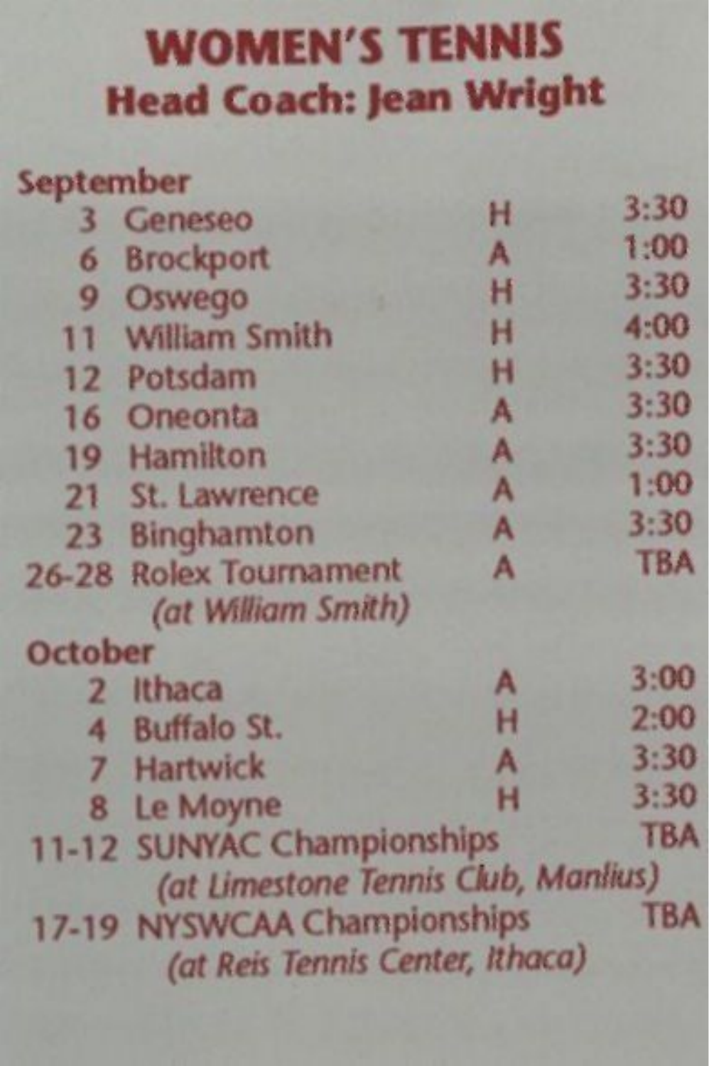# WOMEN'S TENNIS

## Head Coach: Jean Wright

| Date | Opponent | Site | Time |
|---|---|---|---|
| **September** | | | |
| 3 | Geneseo | H | 3:30 |
| 6 | Brockport | A | 1:00 |
| 9 | Oswego | H | 3:30 |
| 11 | William Smith | H | 4:00 |
| 12 | Potsdam | H | 3:30 |
| 16 | Oneonta | A | 3:30 |
| 19 | Hamilton | A | 3:30 |
| 21 | St. Lawrence | A | 1:00 |
| 23 | Binghamton | A | 3:30 |
| 26-28 | Rolex Tournament *(at William Smith)* | A | TBA |
| **October** | | | |
| 2 | Ithaca | A | 3:00 |
| 4 | Buffalo St. | H | 2:00 |
| 7 | Hartwick | A | 3:30 |
| 8 | Le Moyne | H | 3:30 |
| 11-12 | SUNYAC Championships *(at Limestone Tennis Club, Manlius)* | | TBA |
| 17-19 | NYSWCAA Championships *(at Reis Tennis Center, Ithaca)* | | TBA |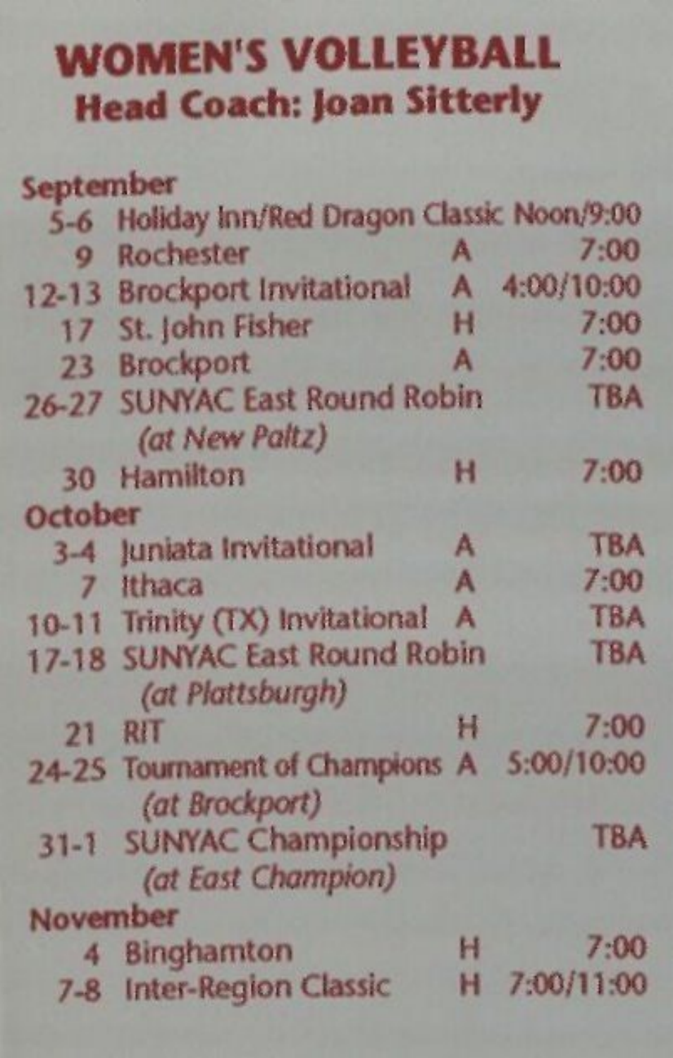# WOMEN'S VOLLEYBALL

## Head Coach: Joan Sitterly

| Date | Opponent | Site | Time |
| --- | --- | --- | --- |
| **September** | | | |
| 5-6 | Holiday Inn/Red Dragon Classic | | Noon/9:00 |
| 9 | Rochester | A | 7:00 |
| 12-13 | Brockport Invitational | A | 4:00/10:00 |
| 17 | St. John Fisher | H | 7:00 |
| 23 | Brockport | A | 7:00 |
| 26-27 | SUNYAC East Round Robin *(at New Paltz)* | | TBA |
| 30 | Hamilton | H | 7:00 |
| **October** | | | |
| 3-4 | Juniata Invitational | A | TBA |
| 7 | Ithaca | A | 7:00 |
| 10-11 | Trinity (TX) Invitational | A | TBA |
| 17-18 | SUNYAC East Round Robin *(at Plattsburgh)* | | TBA |
| 21 | RIT | H | 7:00 |
| 24-25 | Tournament of Champions *(at Brockport)* | A | 5:00/10:00 |
| 31-1 | SUNYAC Championship *(at East Champion)* | | TBA |
| **November** | | | |
| 4 | Binghamton | H | 7:00 |
| 7-8 | Inter-Region Classic | H | 7:00/11:00 |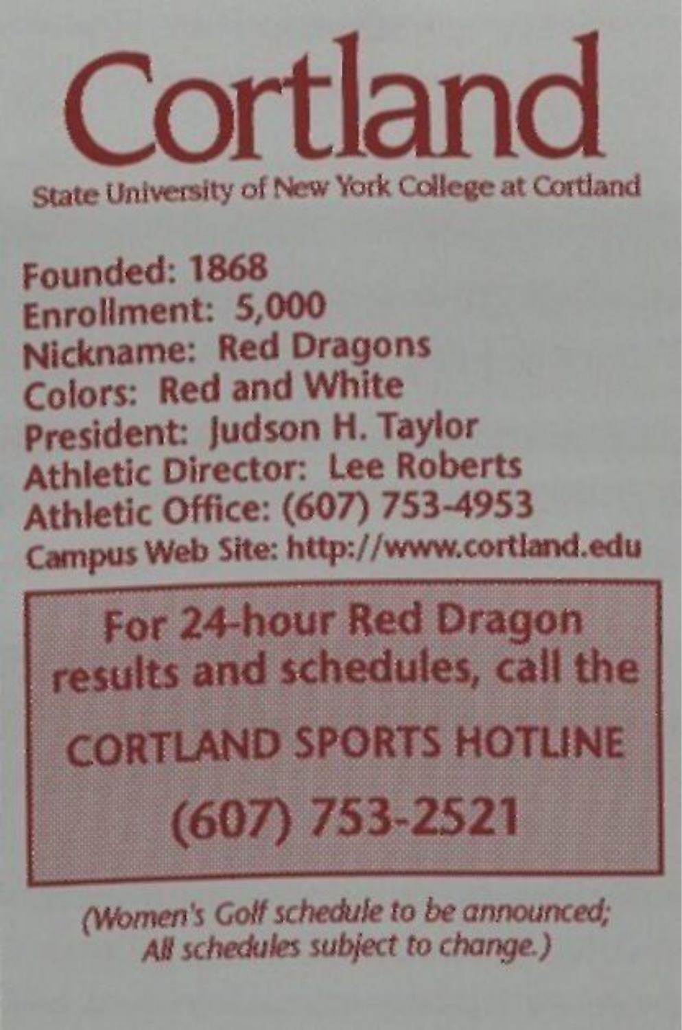# Cortland

State University of New York College at Cortland

**Founded:** 1868
**Enrollment:** 5,000
**Nickname:** Red Dragons
**Colors:** Red and White
**President:** Judson H. Taylor
**Athletic Director:** Lee Roberts
**Athletic Office:** (607) 753-4953
**Campus Web Site:** http://www.cortland.edu

**For 24-hour Red Dragon results and schedules, call the**

**CORTLAND SPORTS HOTLINE**

**(607) 753-2521**

*(Women's Golf schedule to be announced; All schedules subject to change.)*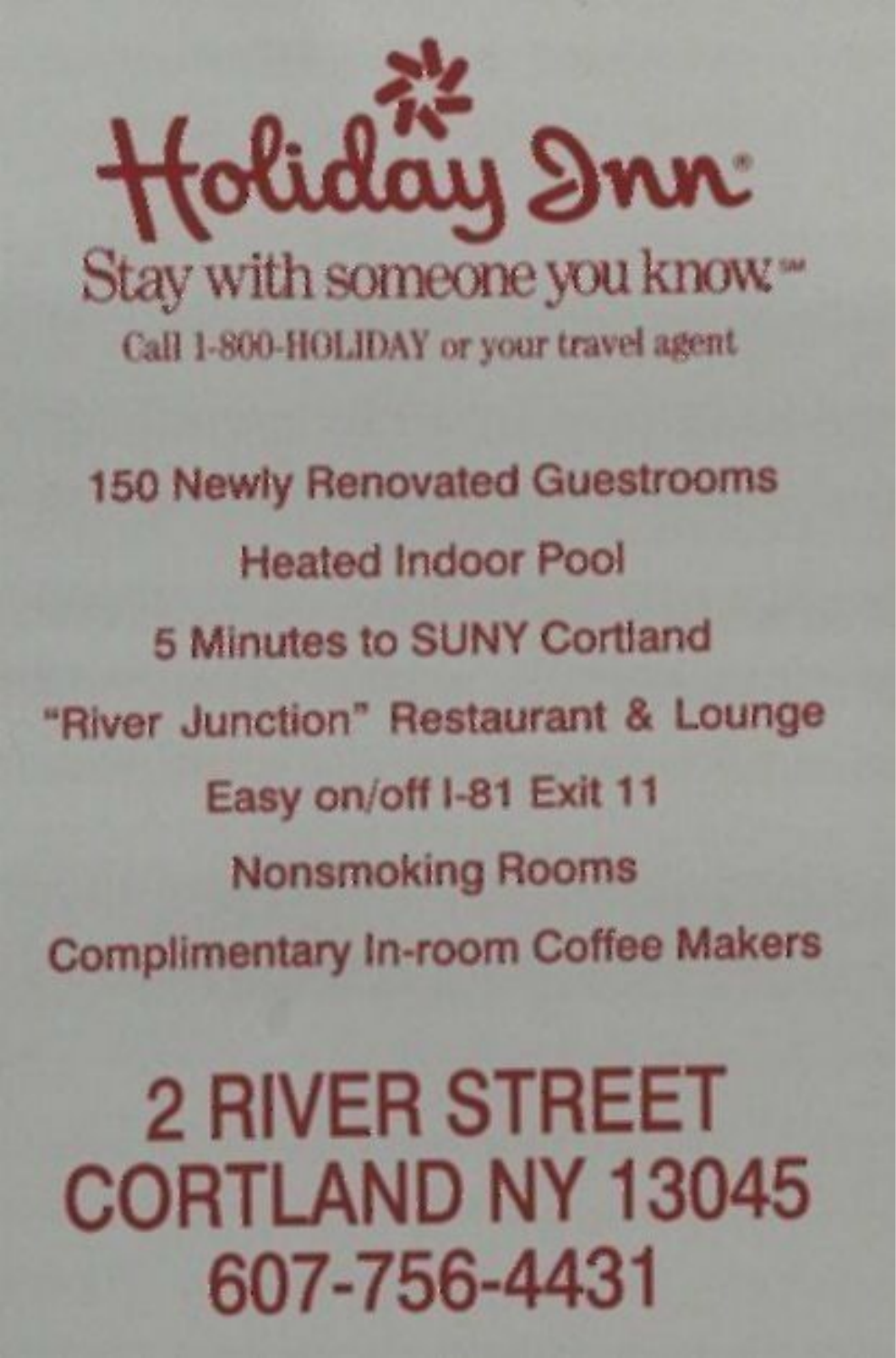# Holiday Inn®

Stay with someone you know.℠

Call 1-800-HOLIDAY or your travel agent

150 Newly Renovated Guestrooms

Heated Indoor Pool

5 Minutes to SUNY Cortland

"River Junction" Restaurant & Lounge

Easy on/off I-81 Exit 11

Nonsmoking Rooms

Complimentary In-room Coffee Makers

## 2 RIVER STREET
## CORTLAND NY 13045
## 607-756-4431